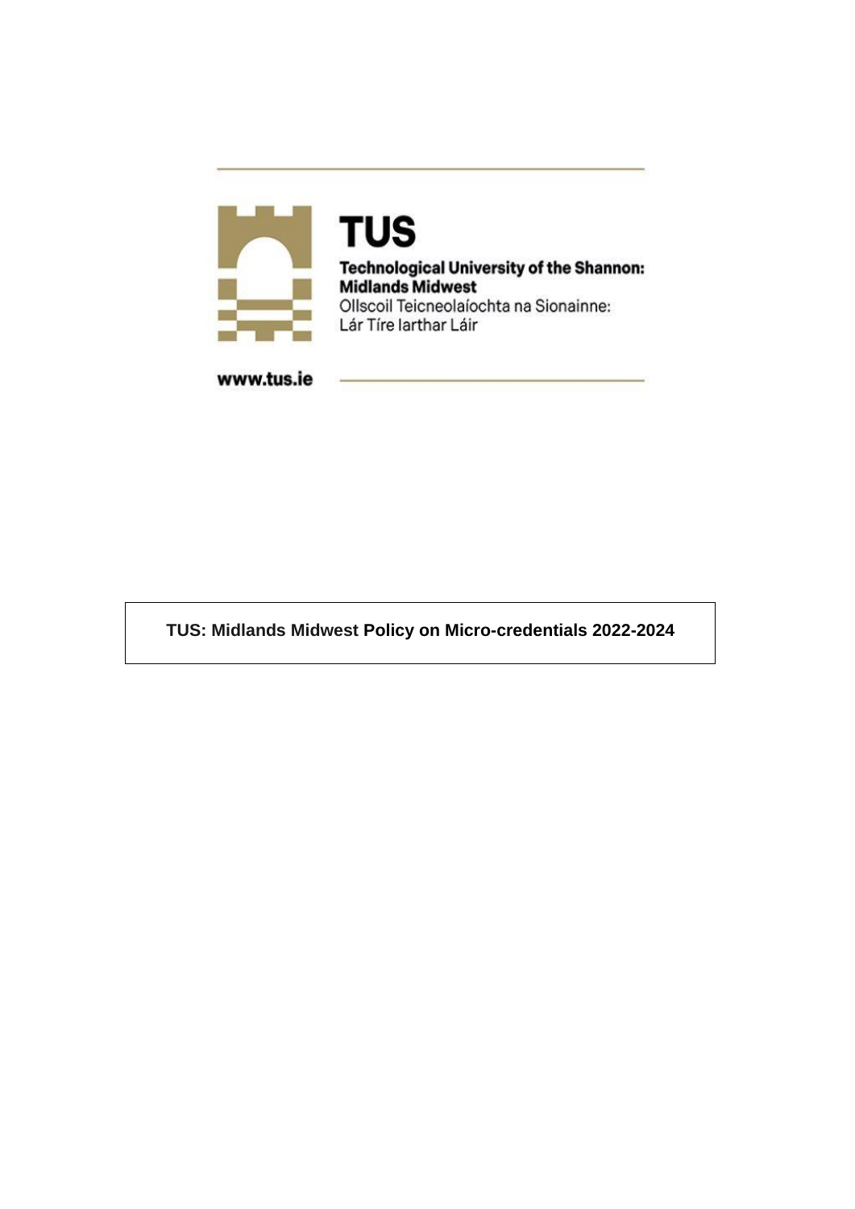TUS

Technological University of the Shannon: Midlands Midwest

Ollscoil Teicneolaíochta na Sionainne: Lár Tíre Iarthar Láir

www.tus.ie

# TUS: Midlands Midwest Policy on Micro-credentials 2022-2024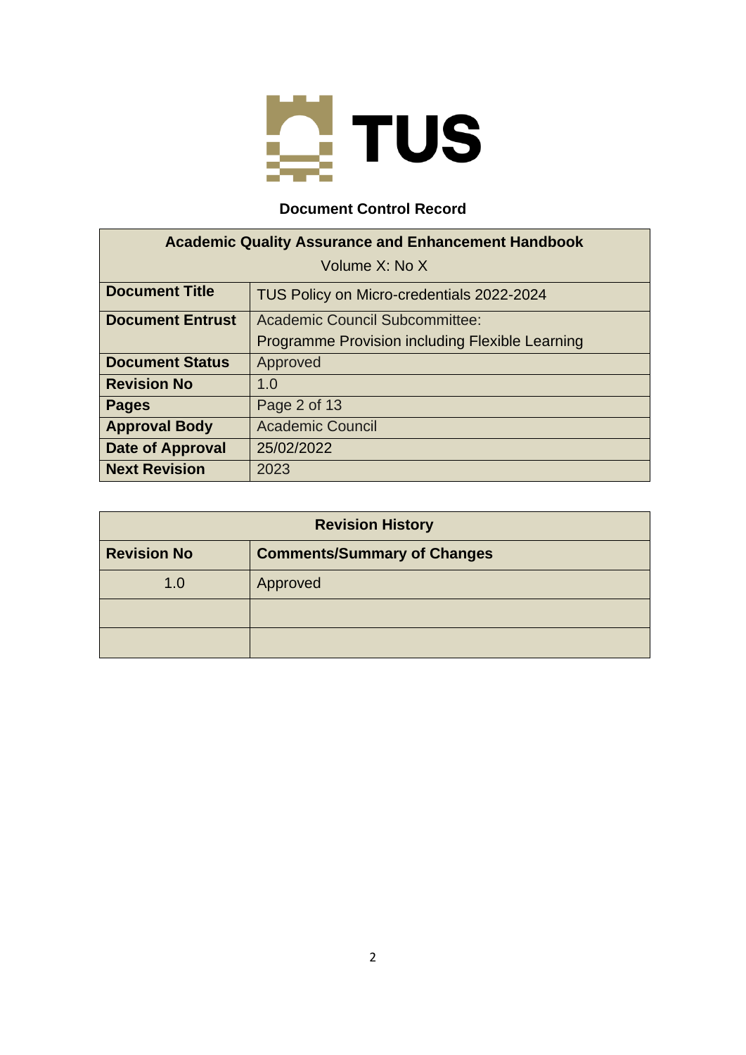## Document Control Record

| Academic Quality Assurance and Enhancement Handbook<br>Volume X: No X | |
|---|---|
| **Document Title** | TUS Policy on Micro-credentials 2022-2024 |
| **Document Entrust** | Academic Council Subcommittee:<br>Programme Provision including Flexible Learning |
| **Document Status** | Approved |
| **Revision No** | 1.0 |
| **Pages** | Page 2 of 13 |
| **Approval Body** | Academic Council |
| **Date of Approval** | 25/02/2022 |
| **Next Revision** | 2023 |

| Revision History | |
|---|---|
| **Revision No** | **Comments/Summary of Changes** |
| 1.0 | Approved |
| | |
| | |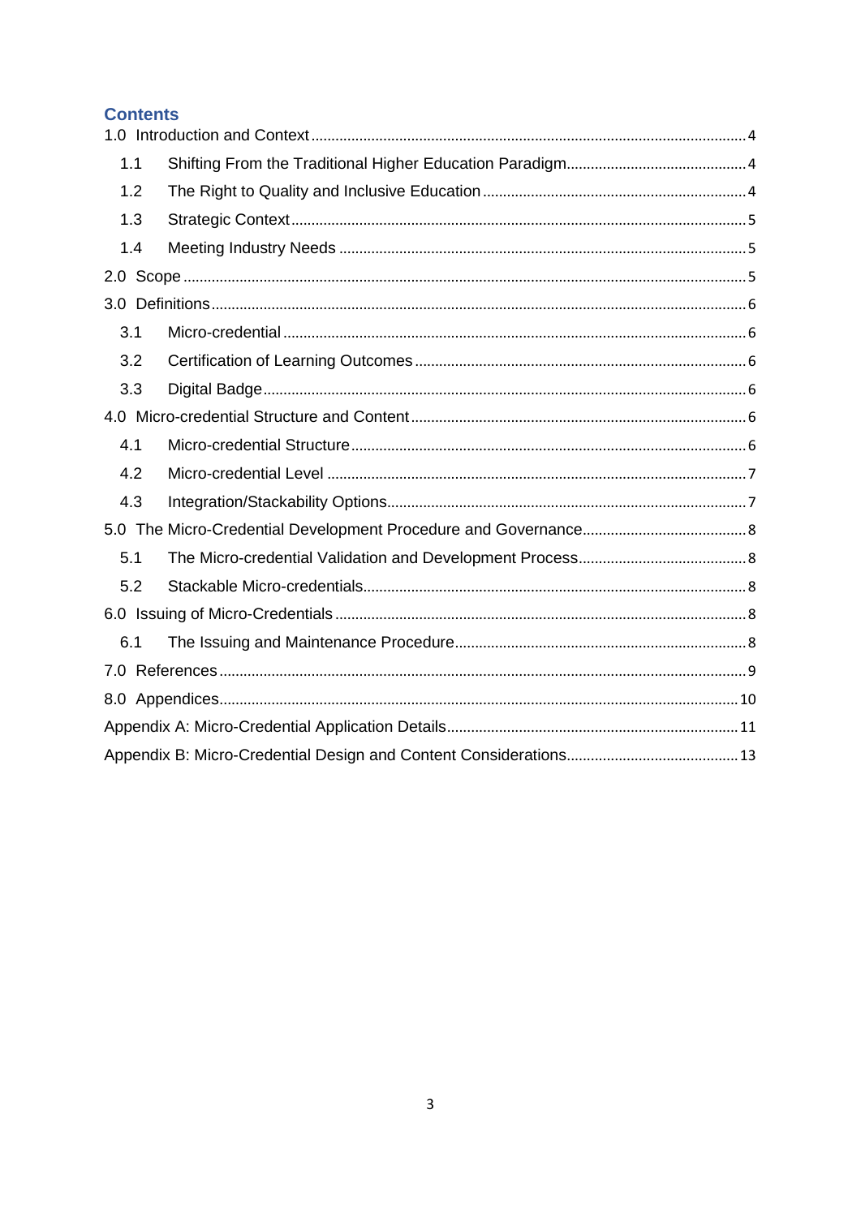## Contents

1.0 Introduction and Context ........ 4
- 1.1 Shifting From the Traditional Higher Education Paradigm ........ 4
- 1.2 The Right to Quality and Inclusive Education ........ 4
- 1.3 Strategic Context ........ 5
- 1.4 Meeting Industry Needs ........ 5

2.0 Scope ........ 5

3.0 Definitions ........ 6
- 3.1 Micro-credential ........ 6
- 3.2 Certification of Learning Outcomes ........ 6
- 3.3 Digital Badge ........ 6

4.0 Micro-credential Structure and Content ........ 6
- 4.1 Micro-credential Structure ........ 6
- 4.2 Micro-credential Level ........ 7
- 4.3 Integration/Stackability Options ........ 7

5.0 The Micro-Credential Development Procedure and Governance ........ 8
- 5.1 The Micro-credential Validation and Development Process ........ 8
- 5.2 Stackable Micro-credentials ........ 8

6.0 Issuing of Micro-Credentials ........ 8
- 6.1 The Issuing and Maintenance Procedure ........ 8

7.0 References ........ 9

8.0 Appendices ........ 10

Appendix A: Micro-Credential Application Details ........ 11

Appendix B: Micro-Credential Design and Content Considerations ........ 13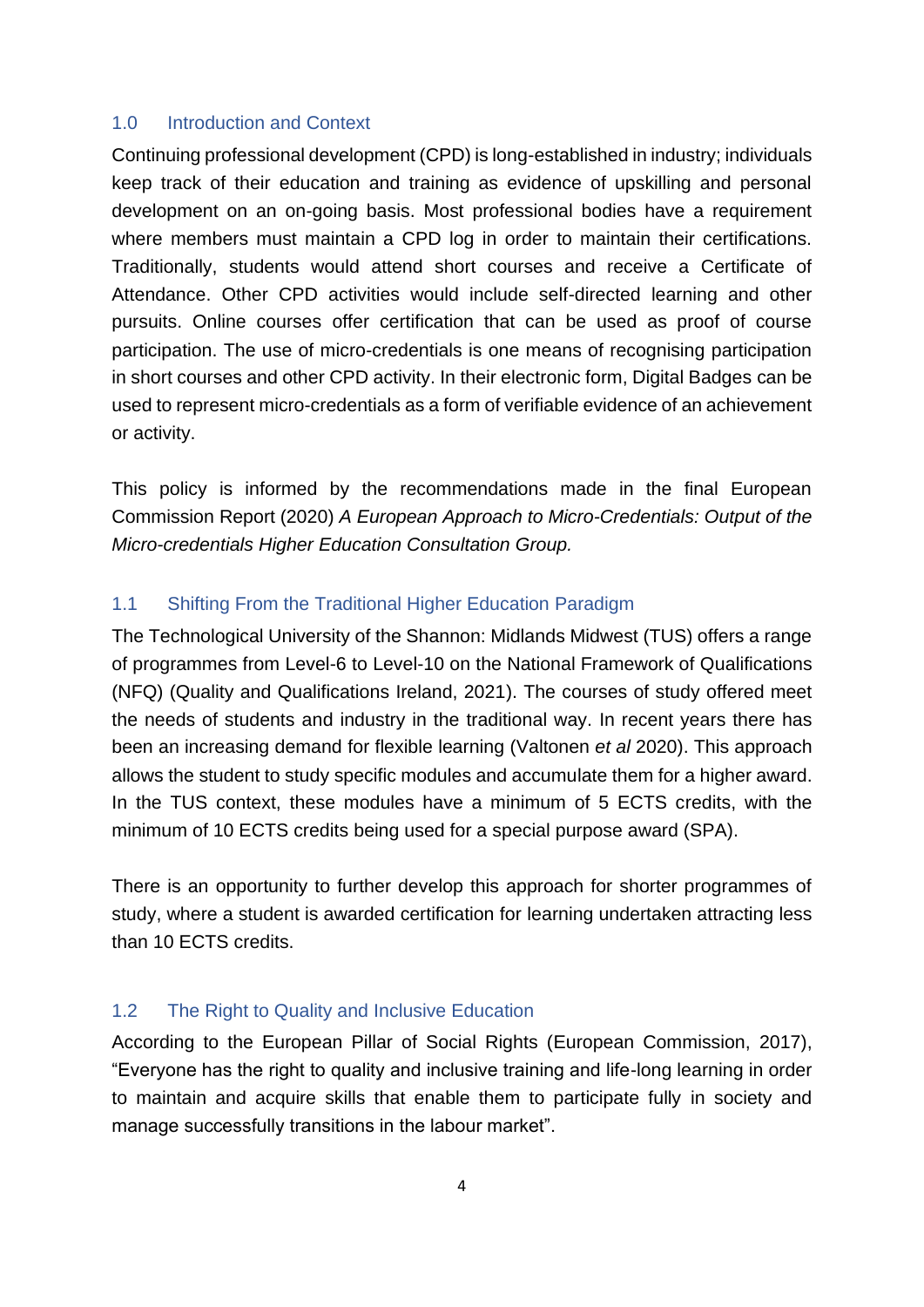## 1.0 Introduction and Context

Continuing professional development (CPD) is long-established in industry; individuals keep track of their education and training as evidence of upskilling and personal development on an on-going basis. Most professional bodies have a requirement where members must maintain a CPD log in order to maintain their certifications. Traditionally, students would attend short courses and receive a Certificate of Attendance. Other CPD activities would include self-directed learning and other pursuits. Online courses offer certification that can be used as proof of course participation. The use of micro-credentials is one means of recognising participation in short courses and other CPD activity. In their electronic form, Digital Badges can be used to represent micro-credentials as a form of verifiable evidence of an achievement or activity.

This policy is informed by the recommendations made in the final European Commission Report (2020) *A European Approach to Micro-Credentials: Output of the Micro-credentials Higher Education Consultation Group.*

### 1.1 Shifting From the Traditional Higher Education Paradigm

The Technological University of the Shannon: Midlands Midwest (TUS) offers a range of programmes from Level-6 to Level-10 on the National Framework of Qualifications (NFQ) (Quality and Qualifications Ireland, 2021). The courses of study offered meet the needs of students and industry in the traditional way. In recent years there has been an increasing demand for flexible learning (Valtonen *et al* 2020). This approach allows the student to study specific modules and accumulate them for a higher award. In the TUS context, these modules have a minimum of 5 ECTS credits, with the minimum of 10 ECTS credits being used for a special purpose award (SPA).

There is an opportunity to further develop this approach for shorter programmes of study, where a student is awarded certification for learning undertaken attracting less than 10 ECTS credits.

### 1.2 The Right to Quality and Inclusive Education

According to the European Pillar of Social Rights (European Commission, 2017), "Everyone has the right to quality and inclusive training and life-long learning in order to maintain and acquire skills that enable them to participate fully in society and manage successfully transitions in the labour market".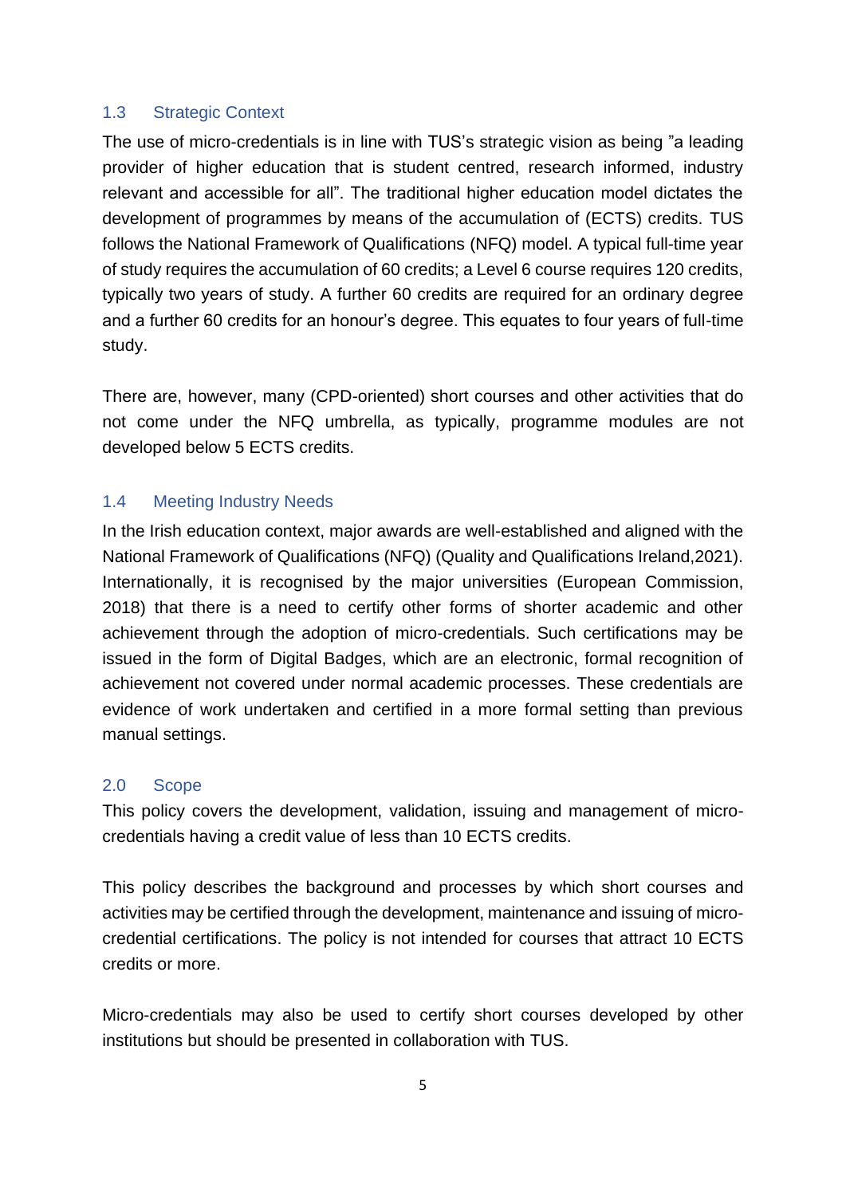### 1.3 Strategic Context

The use of micro-credentials is in line with TUS's strategic vision as being "a leading provider of higher education that is student centred, research informed, industry relevant and accessible for all". The traditional higher education model dictates the development of programmes by means of the accumulation of (ECTS) credits. TUS follows the National Framework of Qualifications (NFQ) model. A typical full-time year of study requires the accumulation of 60 credits; a Level 6 course requires 120 credits, typically two years of study. A further 60 credits are required for an ordinary degree and a further 60 credits for an honour's degree. This equates to four years of full-time study.

There are, however, many (CPD-oriented) short courses and other activities that do not come under the NFQ umbrella, as typically, programme modules are not developed below 5 ECTS credits.

### 1.4 Meeting Industry Needs

In the Irish education context, major awards are well-established and aligned with the National Framework of Qualifications (NFQ) (Quality and Qualifications Ireland,2021). Internationally, it is recognised by the major universities (European Commission, 2018) that there is a need to certify other forms of shorter academic and other achievement through the adoption of micro-credentials. Such certifications may be issued in the form of Digital Badges, which are an electronic, formal recognition of achievement not covered under normal academic processes. These credentials are evidence of work undertaken and certified in a more formal setting than previous manual settings.

## 2.0 Scope

This policy covers the development, validation, issuing and management of micro-credentials having a credit value of less than 10 ECTS credits.

This policy describes the background and processes by which short courses and activities may be certified through the development, maintenance and issuing of micro-credential certifications. The policy is not intended for courses that attract 10 ECTS credits or more.

Micro-credentials may also be used to certify short courses developed by other institutions but should be presented in collaboration with TUS.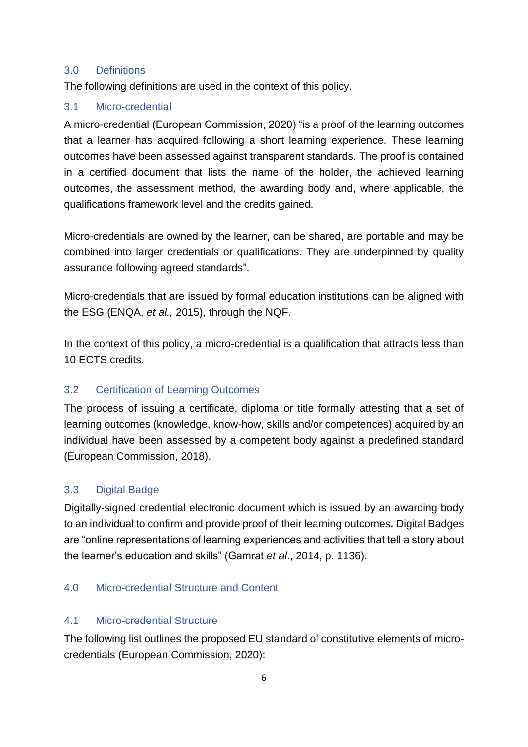## 3.0 Definitions

The following definitions are used in the context of this policy.

### 3.1 Micro-credential

A micro-credential (European Commission, 2020) "is a proof of the learning outcomes that a learner has acquired following a short learning experience. These learning outcomes have been assessed against transparent standards. The proof is contained in a certified document that lists the name of the holder, the achieved learning outcomes, the assessment method, the awarding body and, where applicable, the qualifications framework level and the credits gained.

Micro-credentials are owned by the learner, can be shared, are portable and may be combined into larger credentials or qualifications. They are underpinned by quality assurance following agreed standards".

Micro-credentials that are issued by formal education institutions can be aligned with the ESG (ENQA, *et al.,* 2015), through the NQF.

In the context of this policy, a micro-credential is a qualification that attracts less than 10 ECTS credits.

### 3.2 Certification of Learning Outcomes

The process of issuing a certificate, diploma or title formally attesting that a set of learning outcomes (knowledge, know-how, skills and/or competences) acquired by an individual have been assessed by a competent body against a predefined standard (European Commission, 2018).

### 3.3 Digital Badge

Digitally-signed credential electronic document which is issued by an awarding body to an individual to confirm and provide proof of their learning outcomes**.** Digital Badges are "online representations of learning experiences and activities that tell a story about the learner's education and skills" (Gamrat *et al*., 2014, p. 1136).

## 4.0 Micro-credential Structure and Content

### 4.1 Micro-credential Structure

The following list outlines the proposed EU standard of constitutive elements of micro-credentials (European Commission, 2020):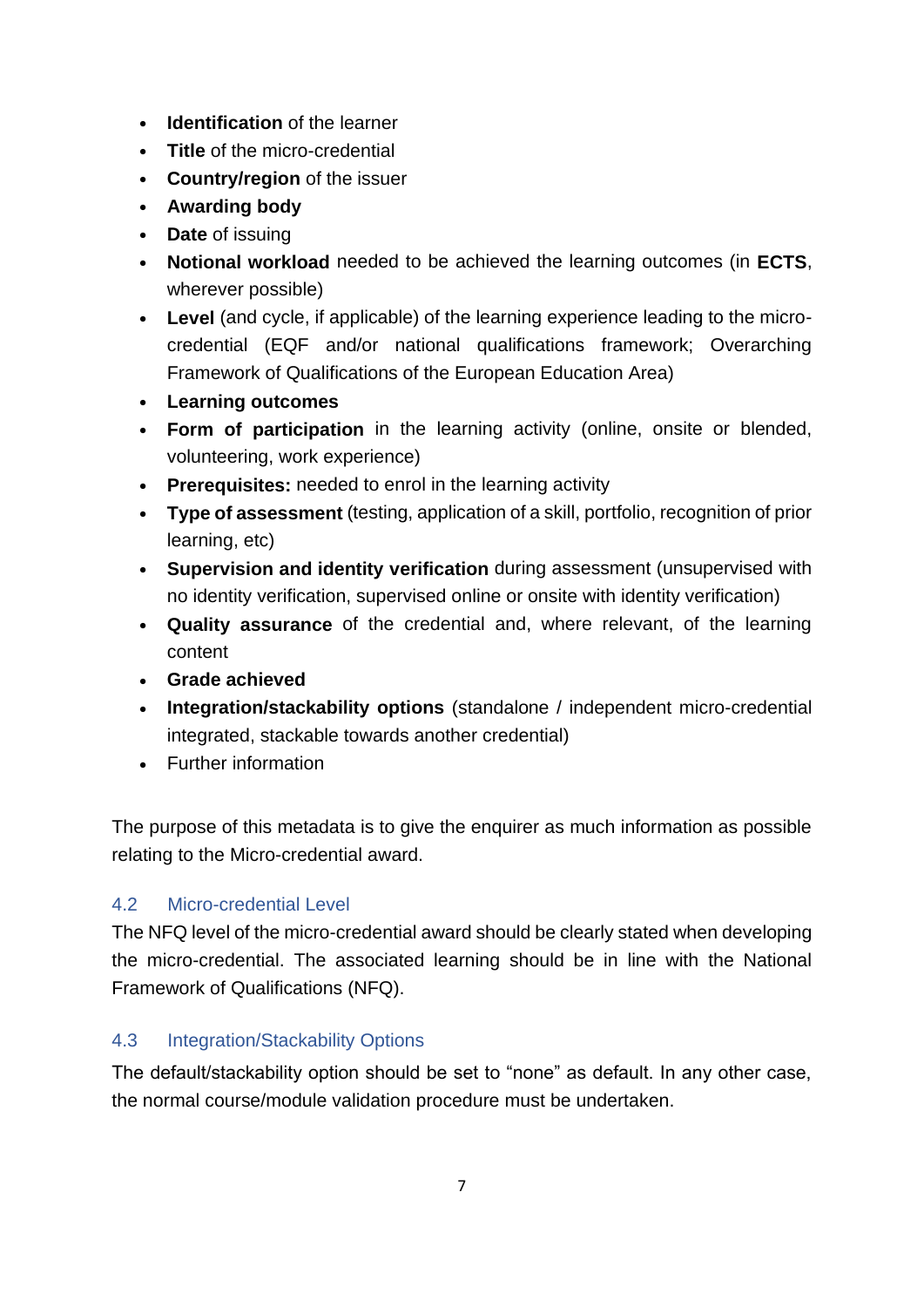- **Identification** of the learner
- **Title** of the micro-credential
- **Country/region** of the issuer
- **Awarding body**
- **Date** of issuing
- **Notional workload** needed to be achieved the learning outcomes (in **ECTS**, wherever possible)
- **Level** (and cycle, if applicable) of the learning experience leading to the micro-credential (EQF and/or national qualifications framework; Overarching Framework of Qualifications of the European Education Area)
- **Learning outcomes**
- **Form of participation** in the learning activity (online, onsite or blended, volunteering, work experience)
- **Prerequisites:** needed to enrol in the learning activity
- **Type of assessment** (testing, application of a skill, portfolio, recognition of prior learning, etc)
- **Supervision and identity verification** during assessment (unsupervised with no identity verification, supervised online or onsite with identity verification)
- **Quality assurance** of the credential and, where relevant, of the learning content
- **Grade achieved**
- **Integration/stackability options** (standalone / independent micro-credential integrated, stackable towards another credential)
- Further information

The purpose of this metadata is to give the enquirer as much information as possible relating to the Micro-credential award.

## 4.2 Micro-credential Level

The NFQ level of the micro-credential award should be clearly stated when developing the micro-credential. The associated learning should be in line with the National Framework of Qualifications (NFQ).

## 4.3 Integration/Stackability Options

The default/stackability option should be set to "none" as default. In any other case, the normal course/module validation procedure must be undertaken.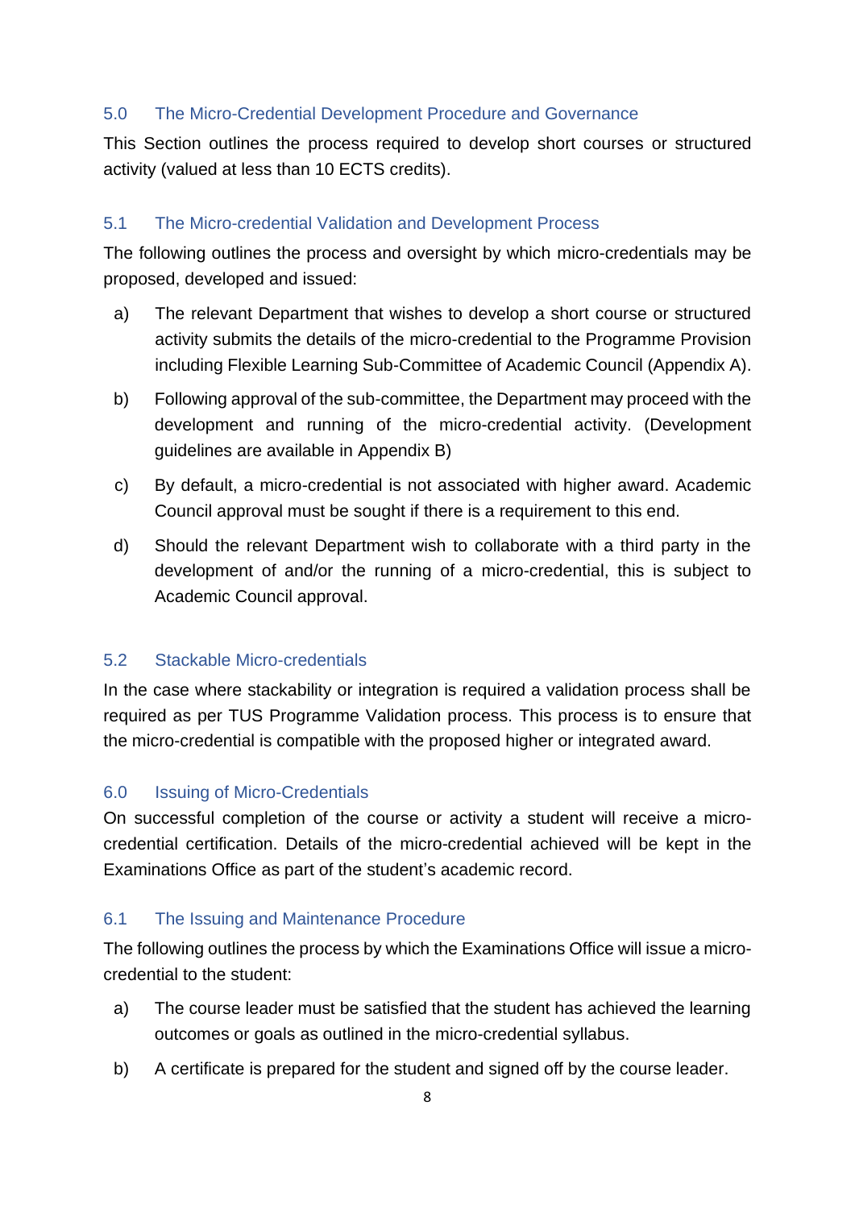## 5.0 The Micro-Credential Development Procedure and Governance

This Section outlines the process required to develop short courses or structured activity (valued at less than 10 ECTS credits).

### 5.1 The Micro-credential Validation and Development Process

The following outlines the process and oversight by which micro-credentials may be proposed, developed and issued:

a) The relevant Department that wishes to develop a short course or structured activity submits the details of the micro-credential to the Programme Provision including Flexible Learning Sub-Committee of Academic Council (Appendix A).

b) Following approval of the sub-committee, the Department may proceed with the development and running of the micro-credential activity. (Development guidelines are available in Appendix B)

c) By default, a micro-credential is not associated with higher award. Academic Council approval must be sought if there is a requirement to this end.

d) Should the relevant Department wish to collaborate with a third party in the development of and/or the running of a micro-credential, this is subject to Academic Council approval.

### 5.2 Stackable Micro-credentials

In the case where stackability or integration is required a validation process shall be required as per TUS Programme Validation process. This process is to ensure that the micro-credential is compatible with the proposed higher or integrated award.

## 6.0 Issuing of Micro-Credentials

On successful completion of the course or activity a student will receive a micro-credential certification. Details of the micro-credential achieved will be kept in the Examinations Office as part of the student's academic record.

### 6.1 The Issuing and Maintenance Procedure

The following outlines the process by which the Examinations Office will issue a micro-credential to the student:

a) The course leader must be satisfied that the student has achieved the learning outcomes or goals as outlined in the micro-credential syllabus.

b) A certificate is prepared for the student and signed off by the course leader.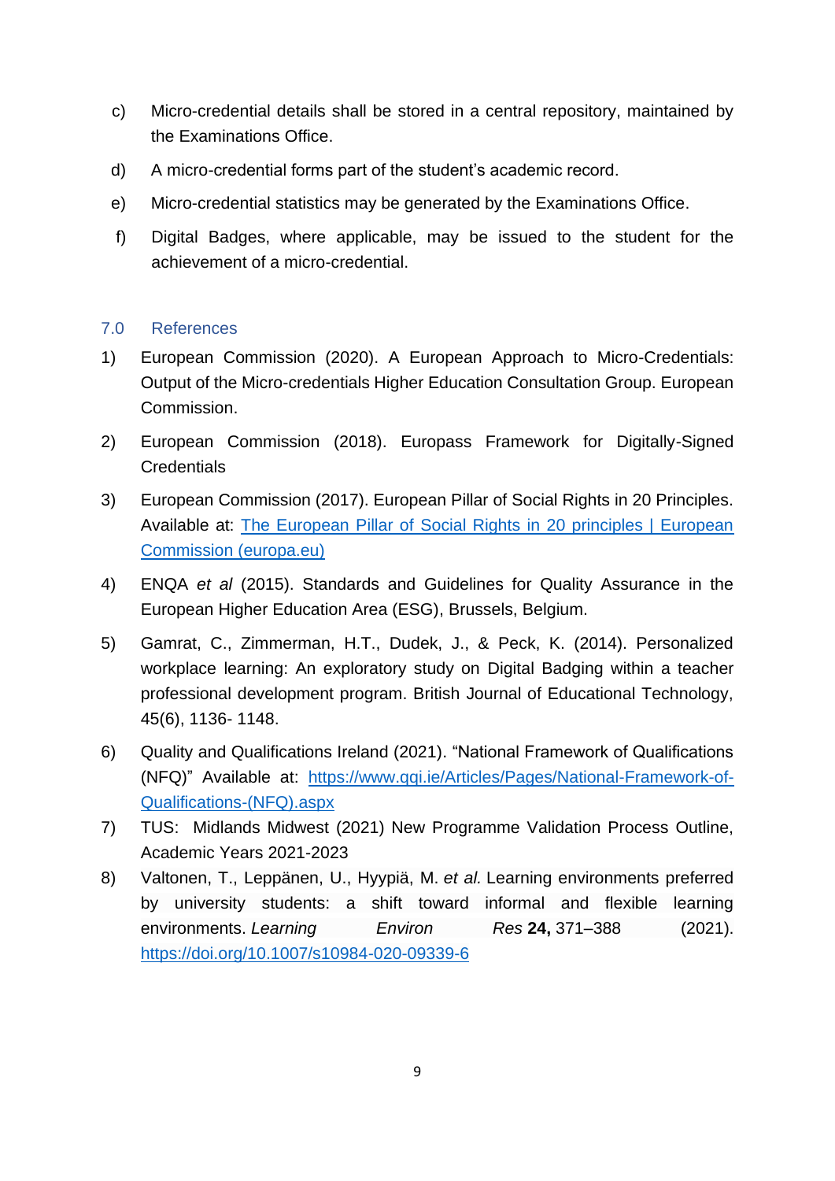c) Micro-credential details shall be stored in a central repository, maintained by the Examinations Office.

d) A micro-credential forms part of the student's academic record.

e) Micro-credential statistics may be generated by the Examinations Office.

f) Digital Badges, where applicable, may be issued to the student for the achievement of a micro-credential.

## 7.0 References

1) European Commission (2020). A European Approach to Micro-Credentials: Output of the Micro-credentials Higher Education Consultation Group. European Commission.

2) European Commission (2018). Europass Framework for Digitally-Signed Credentials

3) European Commission (2017). European Pillar of Social Rights in 20 Principles. Available at: [The European Pillar of Social Rights in 20 principles | European Commission (europa.eu)]

4) ENQA *et al* (2015). Standards and Guidelines for Quality Assurance in the European Higher Education Area (ESG), Brussels, Belgium.

5) Gamrat, C., Zimmerman, H.T., Dudek, J., & Peck, K. (2014). Personalized workplace learning: An exploratory study on Digital Badging within a teacher professional development program. British Journal of Educational Technology, 45(6), 1136- 1148.

6) Quality and Qualifications Ireland (2021). "National Framework of Qualifications (NFQ)" Available at: https://www.qqi.ie/Articles/Pages/National-Framework-of-Qualifications-(NFQ).aspx

7) TUS: Midlands Midwest (2021) New Programme Validation Process Outline, Academic Years 2021-2023

8) Valtonen, T., Leppänen, U., Hyypiä, M. *et al.* Learning environments preferred by university students: a shift toward informal and flexible learning environments. *Learning Environ Res* **24,** 371–388 (2021). https://doi.org/10.1007/s10984-020-09339-6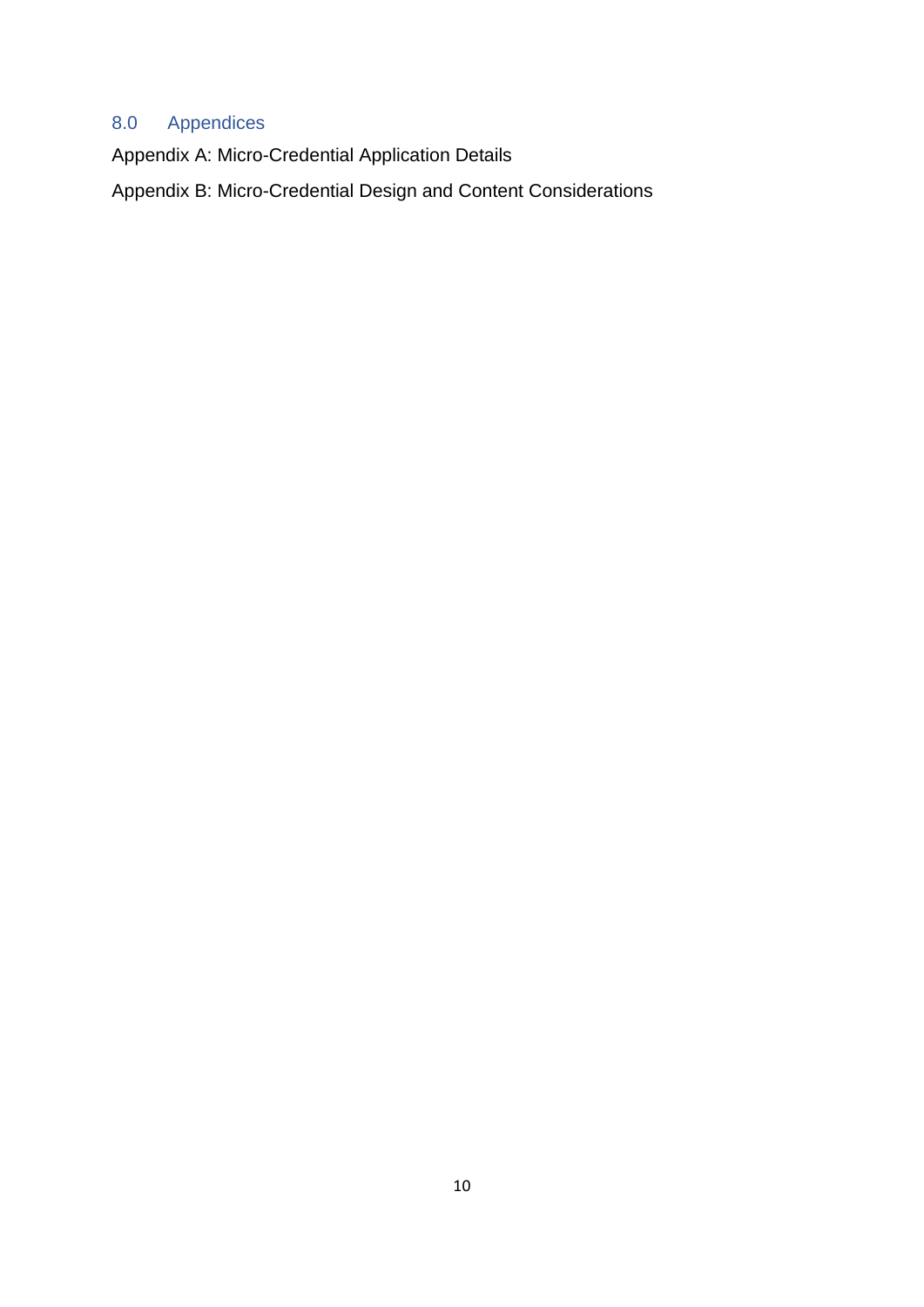## 8.0 Appendices

Appendix A: Micro-Credential Application Details

Appendix B: Micro-Credential Design and Content Considerations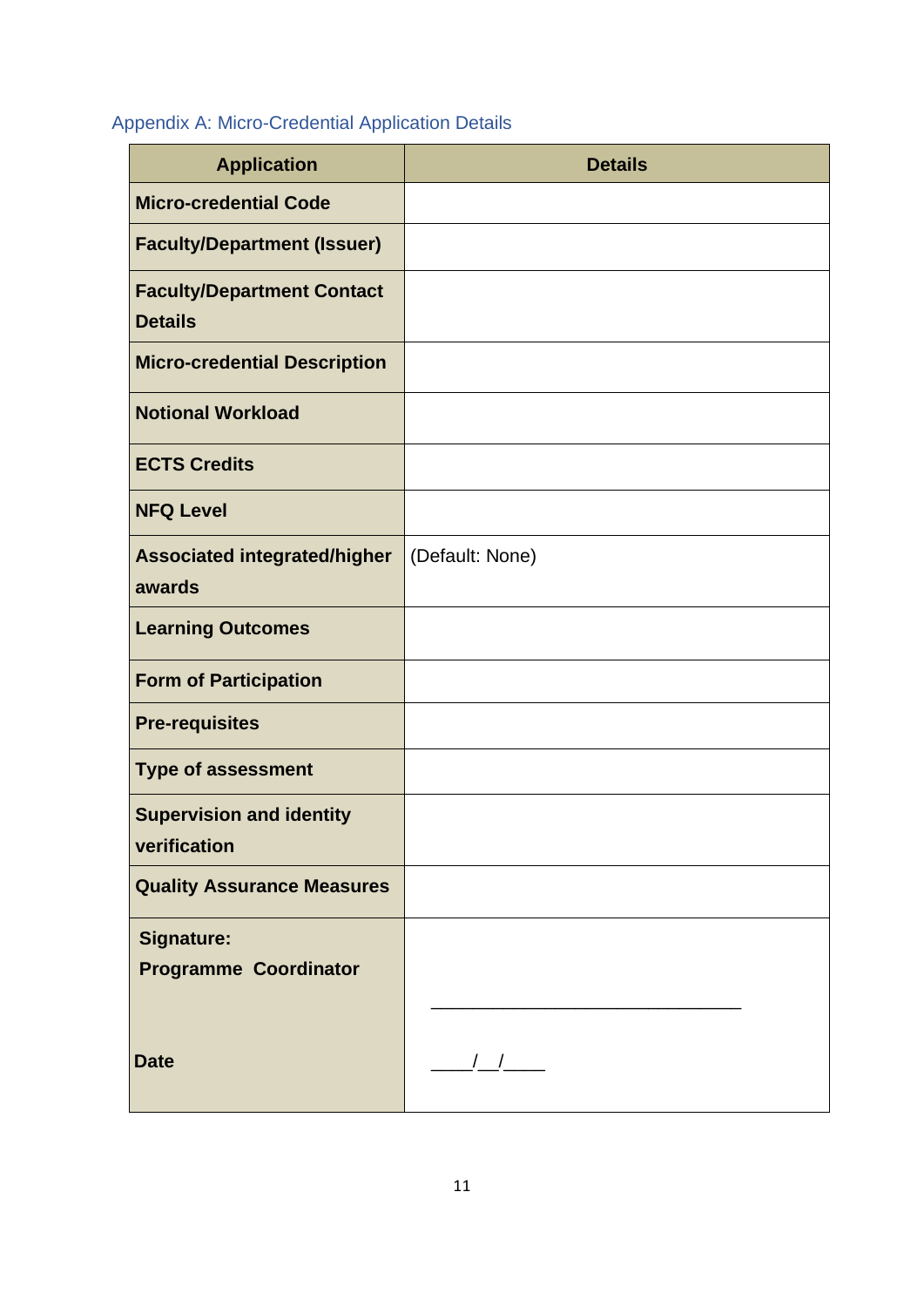## Appendix A: Micro-Credential Application Details

| Application | Details |
|---|---|
| **Micro-credential Code** | |
| **Faculty/Department (Issuer)** | |
| **Faculty/Department Contact Details** | |
| **Micro-credential Description** | |
| **Notional Workload** | |
| **ECTS Credits** | |
| **NFQ Level** | |
| **Associated integrated/higher awards** | (Default: None) |
| **Learning Outcomes** | |
| **Form of Participation** | |
| **Pre-requisites** | |
| **Type of assessment** | |
| **Supervision and identity verification** | |
| **Quality Assurance Measures** | |
| **Signature: Programme Coordinator** | ______________________________ |
| **Date** | ____/__/____ |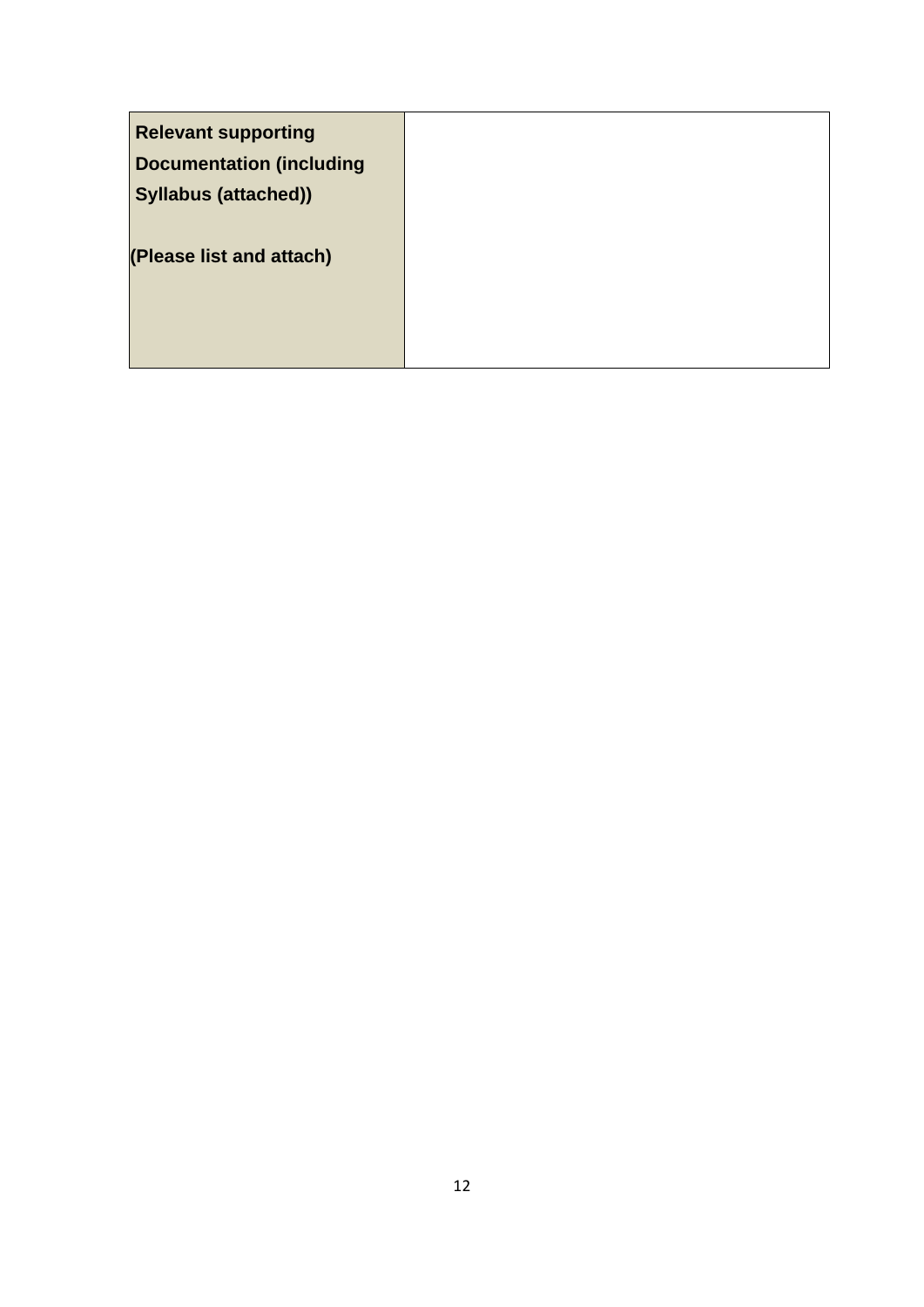| **Relevant supporting Documentation (including Syllabus (attached))**<br><br>**(Please list and attach)** | |
|---|---|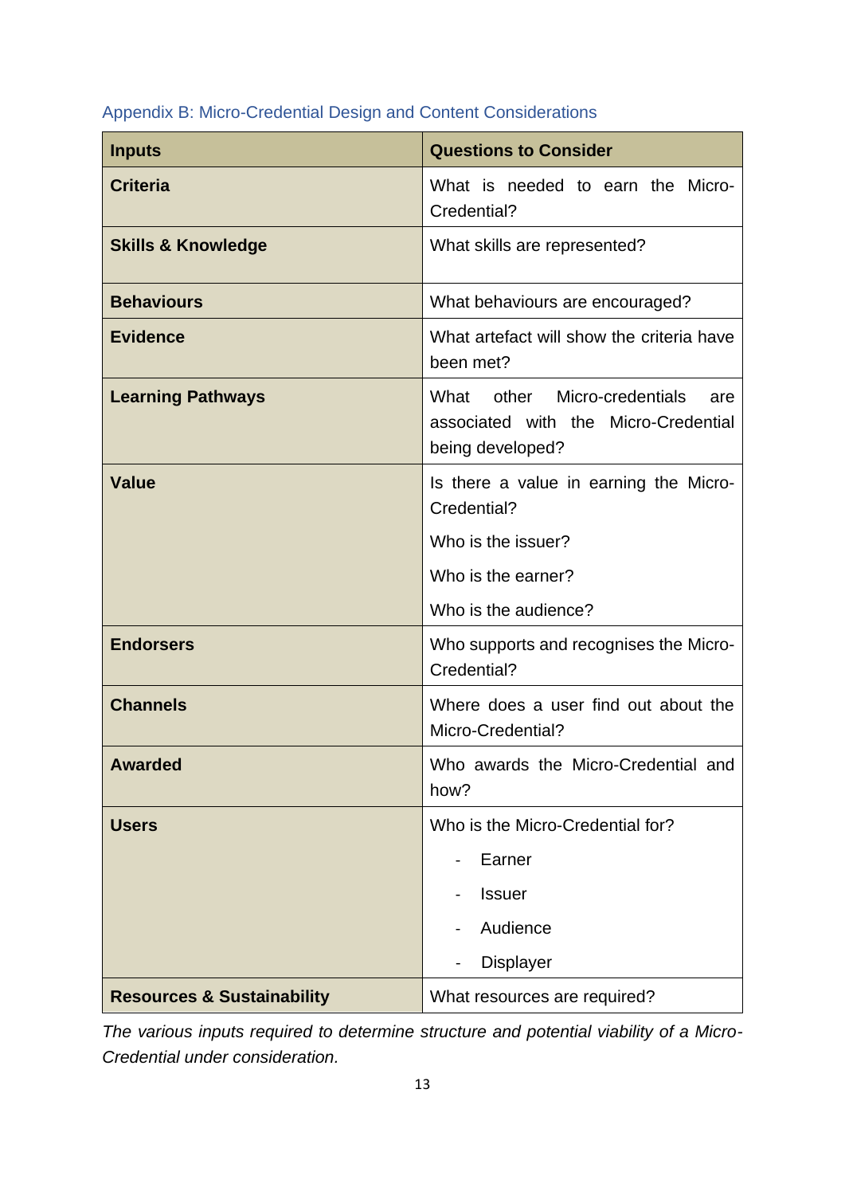## Appendix B: Micro-Credential Design and Content Considerations

| **Inputs** | **Questions to Consider** |
|---|---|
| **Criteria** | What is needed to earn the Micro-Credential? |
| **Skills & Knowledge** | What skills are represented? |
| **Behaviours** | What behaviours are encouraged? |
| **Evidence** | What artefact will show the criteria have been met? |
| **Learning Pathways** | What other Micro-credentials are associated with the Micro-Credential being developed? |
| **Value** | Is there a value in earning the Micro-Credential?<br>Who is the issuer?<br>Who is the earner?<br>Who is the audience? |
| **Endorsers** | Who supports and recognises the Micro-Credential? |
| **Channels** | Where does a user find out about the Micro-Credential? |
| **Awarded** | Who awards the Micro-Credential and how? |
| **Users** | Who is the Micro-Credential for?<br>- Earner<br>- Issuer<br>- Audience<br>- Displayer |
| **Resources & Sustainability** | What resources are required? |

*The various inputs required to determine structure and potential viability of a Micro-Credential under consideration.*